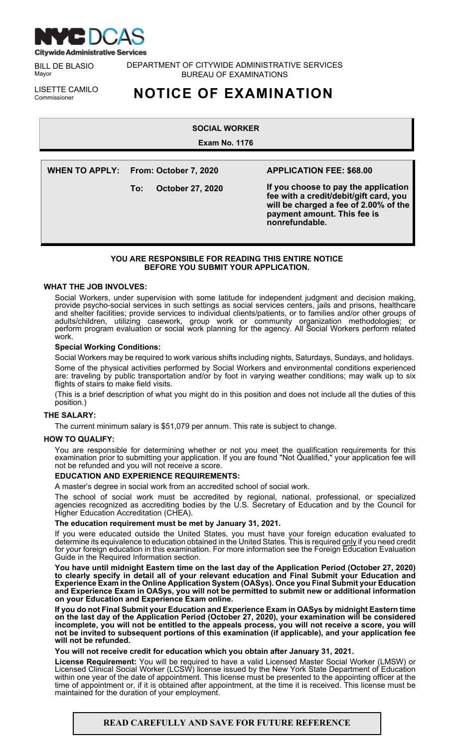NYC DCAS
Citywide Administrative Services

BILL DE BLASIO
Mayor

LISETTE CAMILO
Commissioner

DEPARTMENT OF CITYWIDE ADMINISTRATIVE SERVICES
BUREAU OF EXAMINATIONS

# NOTICE OF EXAMINATION

## SOCIAL WORKER

**Exam No. 1176**

**WHEN TO APPLY:** **From: October 7, 2020**
**To: October 27, 2020**

**APPLICATION FEE: $68.00**

**If you choose to pay the application fee with a credit/debit/gift card, you will be charged a fee of 2.00% of the payment amount. This fee is nonrefundable.**

**YOU ARE RESPONSIBLE FOR READING THIS ENTIRE NOTICE BEFORE YOU SUBMIT YOUR APPLICATION.**

### WHAT THE JOB INVOLVES:

Social Workers, under supervision with some latitude for independent judgment and decision making, provide psycho-social services in such settings as social services centers, jails and prisons, healthcare and shelter facilities; provide services to individual clients/patients, or to families and/or other groups of adults/children, utilizing casework, group work or community organization methodologies; or perform program evaluation or social work planning for the agency. All Social Workers perform related work.

**Special Working Conditions:**

Social Workers may be required to work various shifts including nights, Saturdays, Sundays, and holidays.

Some of the physical activities performed by Social Workers and environmental conditions experienced are: traveling by public transportation and/or by foot in varying weather conditions; may walk up to six flights of stairs to make field visits.

(This is a brief description of what you might do in this position and does not include all the duties of this position.)

### THE SALARY:

The current minimum salary is $51,079 per annum. This rate is subject to change.

### HOW TO QUALIFY:

You are responsible for determining whether or not you meet the qualification requirements for this examination prior to submitting your application. If you are found "Not Qualified," your application fee will not be refunded and you will not receive a score.

**EDUCATION AND EXPERIENCE REQUIREMENTS:**

A master's degree in social work from an accredited school of social work.

The school of social work must be accredited by regional, national, professional, or specialized agencies recognized as accrediting bodies by the U.S. Secretary of Education and by the Council for Higher Education Accreditation (CHEA).

**The education requirement must be met by January 31, 2021.**

If you were educated outside the United States, you must have your foreign education evaluated to determine its equivalence to education obtained in the United States. This is required only if you need credit for your foreign education in this examination. For more information see the Foreign Education Evaluation Guide in the Required Information section.

**You have until midnight Eastern time on the last day of the Application Period (October 27, 2020) to clearly specify in detail all of your relevant education and Final Submit your Education and Experience Exam in the Online Application System (OASys). Once you Final Submit your Education and Experience Exam in OASys, you will not be permitted to submit new or additional information on your Education and Experience Exam online.**

**If you do not Final Submit your Education and Experience Exam in OASys by midnight Eastern time on the last day of the Application Period (October 27, 2020), your examination will be considered incomplete, you will not be entitled to the appeals process, you will not receive a score, you will not be invited to subsequent portions of this examination (if applicable), and your application fee will not be refunded.**

**You will not receive credit for education which you obtain after January 31, 2021.**

**License Requirement:** You will be required to have a valid Licensed Master Social Worker (LMSW) or Licensed Clinical Social Worker (LCSW) license issued by the New York State Department of Education within one year of the date of appointment. This license must be presented to the appointing officer at the time of appointment or, if it is obtained after appointment, at the time it is received. This license must be maintained for the duration of your employment.

**READ CAREFULLY AND SAVE FOR FUTURE REFERENCE**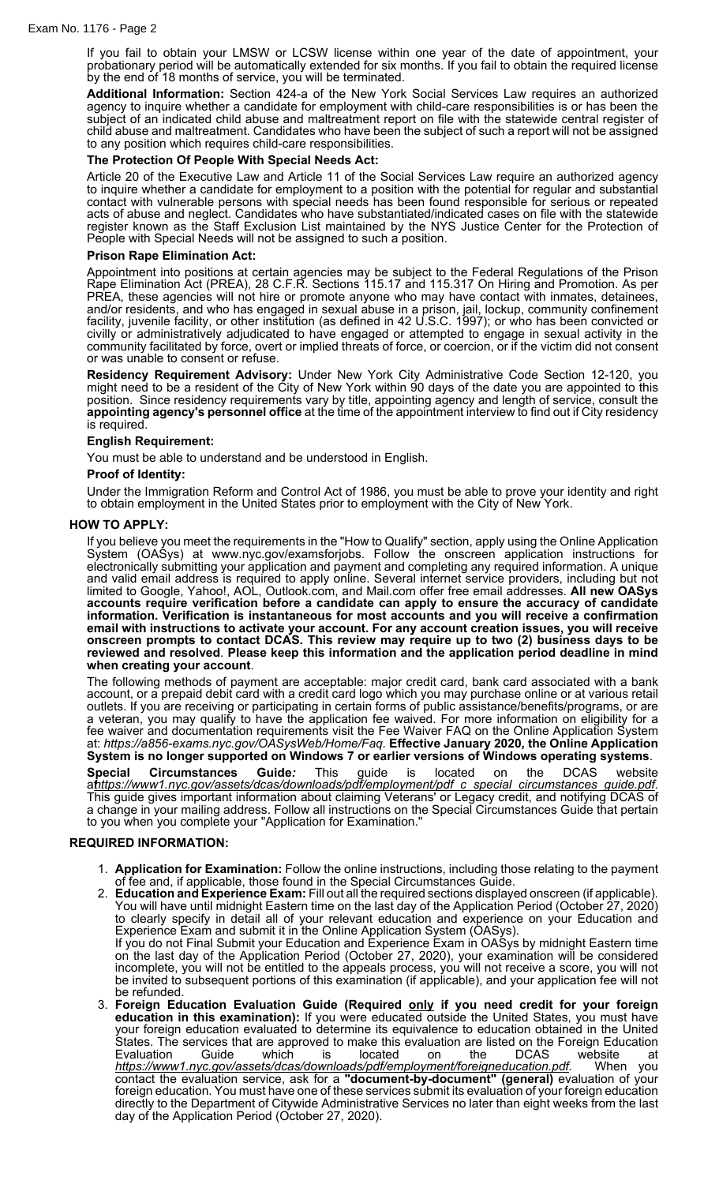If you fail to obtain your LMSW or LCSW license within one year of the date of appointment, your probationary period will be automatically extended for six months. If you fail to obtain the required license by the end of 18 months of service, you will be terminated.

**Additional Information:** Section 424-a of the New York State Social Services Law requires an authorized agency to inquire whether a candidate for employment with child-care responsibilities is or has been the subject of an indicated child abuse and maltreatment report on file with the statewide central register of child abuse and maltreatment. Candidates who have been the subject of such a report will not be assigned to any position which requires child-care responsibilities.

**The Protection Of People With Special Needs Act:**

Article 20 of the Executive Law and Article 11 of the Social Services Law require an authorized agency to inquire whether a candidate for employment to a position with the potential for regular and substantial contact with vulnerable persons with special needs has been found responsible for serious or repeated acts of abuse and neglect. Candidates who have substantiated/indicated cases on file with the statewide register known as the Staff Exclusion List maintained by the NYS Justice Center for the Protection of People with Special Needs will not be assigned to such a position.

**Prison Rape Elimination Act:**

Appointment into positions at certain agencies may be subject to the Federal Regulations of the Prison Rape Elimination Act (PREA), 28 C.F.R. Sections 115.17 and 115.317 On Hiring and Promotion. As per PREA, these agencies will not hire or promote anyone who may have contact with inmates, detainees, and/or residents, and who has engaged in sexual abuse in a prison, jail, lockup, community confinement facility, juvenile facility, or other institution (as defined in 42 U.S.C. 1997); or who has been convicted or civilly or administratively adjudicated to have engaged or attempted to engage in sexual activity in the community facilitated by force, overt or implied threats of force, or coercion, or if the victim did not consent or was unable to consent or refuse.

**Residency Requirement Advisory:** Under New York City Administrative Code Section 12-120, you might need to be a resident of the City of New York within 90 days of the date you are appointed to this position. Since residency requirements vary by title, appointing agency and length of service, consult the **appointing agency's personnel office** at the time of the appointment interview to find out if City residency is required.

**English Requirement:**

You must be able to understand and be understood in English.

**Proof of Identity:**

Under the Immigration Reform and Control Act of 1986, you must be able to prove your identity and right to obtain employment in the United States prior to employment with the City of New York.

## HOW TO APPLY:

If you believe you meet the requirements in the "How to Qualify" section, apply using the Online Application System (OASys) at www.nyc.gov/examsforjobs. Follow the onscreen application instructions for electronically submitting your application and payment and completing any required information. A unique and valid email address is required to apply online. Several internet service providers, including but not limited to Google, Yahoo!, AOL, Outlook.com, and Mail.com offer free email addresses. **All new OASys accounts require verification before a candidate can apply to ensure the accuracy of candidate information. Verification is instantaneous for most accounts and you will receive a confirmation email with instructions to activate your account. For any account creation issues, you will receive onscreen prompts to contact DCAS. This review may require up to two (2) business days to be reviewed and resolved**. **Please keep this information and the application period deadline in mind when creating your account**.

The following methods of payment are acceptable: major credit card, bank card associated with a bank account, or a prepaid debit card with a credit card logo which you may purchase online or at various retail outlets. If you are receiving or participating in certain forms of public assistance/benefits/programs, or are a veteran, you may qualify to have the application fee waived. For more information on eligibility for a fee waiver and documentation requirements visit the Fee Waiver FAQ on the Online Application System at: *https://a856-exams.nyc.gov/OASysWeb/Home/Faq*. **Effective January 2020, the Online Application System is no longer supported on Windows 7 or earlier versions of Windows operating systems**.

**Special Circumstances Guide*:*** This guide is located on the DCAS website at *https://www1.nyc.gov/assets/dcas/downloads/pdf/employment/pdf_c_special_circumstances_guide.pdf*. This guide gives important information about claiming Veterans' or Legacy credit, and notifying DCAS of a change in your mailing address. Follow all instructions on the Special Circumstances Guide that pertain to you when you complete your "Application for Examination."

## REQUIRED INFORMATION:

1. **Application for Examination:** Follow the online instructions, including those relating to the payment of fee and, if applicable, those found in the Special Circumstances Guide.
2. **Education and Experience Exam:** Fill out all the required sections displayed onscreen (if applicable). You will have until midnight Eastern time on the last day of the Application Period (October 27, 2020) to clearly specify in detail all of your relevant education and experience on your Education and Experience Exam and submit it in the Online Application System (OASys).
   If you do not Final Submit your Education and Experience Exam in OASys by midnight Eastern time on the last day of the Application Period (October 27, 2020), your examination will be considered incomplete, you will not be entitled to the appeals process, you will not receive a score, you will not be invited to subsequent portions of this examination (if applicable), and your application fee will not be refunded.
3. **Foreign Education Evaluation Guide (Required only if you need credit for your foreign education in this examination):** If you were educated outside the United States, you must have your foreign education evaluated to determine its equivalence to education obtained in the United States. The services that are approved to make this evaluation are listed on the Foreign Education Evaluation Guide which is located on the DCAS website at *https://www1.nyc.gov/assets/dcas/downloads/pdf/employment/foreigneducation.pdf.* When you contact the evaluation service, ask for a **"document-by-document" (general)** evaluation of your foreign education. You must have one of these services submit its evaluation of your foreign education directly to the Department of Citywide Administrative Services no later than eight weeks from the last day of the Application Period (October 27, 2020).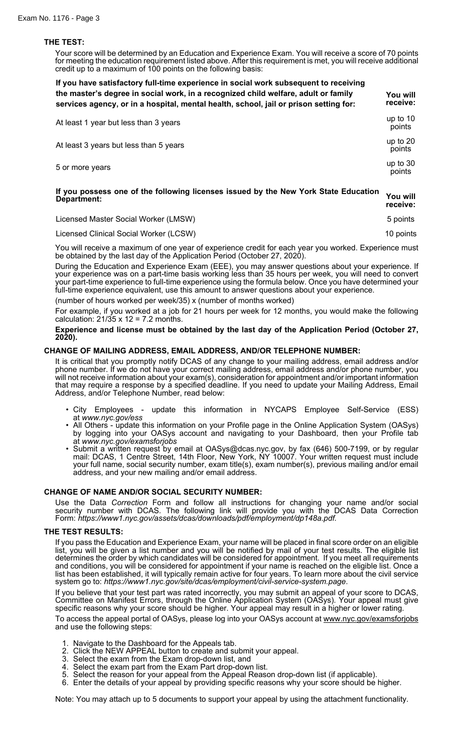## THE TEST:

Your score will be determined by an Education and Experience Exam. You will receive a score of 70 points for meeting the education requirement listed above. After this requirement is met, you will receive additional credit up to a maximum of 100 points on the following basis:

| If you have satisfactory full-time experience in social work subsequent to receiving the master's degree in social work, in a recognized child welfare, adult or family services agency, or in a hospital, mental health, school, jail or prison setting for: | You will receive: |
|---|---|
| At least 1 year but less than 3 years | up to 10 points |
| At least 3 years but less than 5 years | up to 20 points |
| 5 or more years | up to 30 points |

| If you possess one of the following licenses issued by the New York State Education Department: | You will receive: |
|---|---|
| Licensed Master Social Worker (LMSW) | 5 points |
| Licensed Clinical Social Worker (LCSW) | 10 points |

You will receive a maximum of one year of experience credit for each year you worked. Experience must be obtained by the last day of the Application Period (October 27, 2020).

During the Education and Experience Exam (EEE), you may answer questions about your experience. If your experience was on a part-time basis working less than 35 hours per week, you will need to convert your part-time experience to full-time experience using the formula below. Once you have determined your full-time experience equivalent, use this amount to answer questions about your experience.

(number of hours worked per week/35) x (number of months worked)

For example, if you worked at a job for 21 hours per week for 12 months, you would make the following calculation: 21/35 x 12 = 7.2 months.

**Experience and license must be obtained by the last day of the Application Period (October 27, 2020).**

## CHANGE OF MAILING ADDRESS, EMAIL ADDRESS, AND/OR TELEPHONE NUMBER:

It is critical that you promptly notify DCAS of any change to your mailing address, email address and/or phone number. If we do not have your correct mailing address, email address and/or phone number, you will not receive information about your exam(s), consideration for appointment and/or important information that may require a response by a specified deadline. If you need to update your Mailing Address, Email Address, and/or Telephone Number, read below:

- City Employees - update this information in NYCAPS Employee Self-Service (ESS) at *www.nyc.gov/ess*
- All Others - update this information on your Profile page in the Online Application System (OASys) by logging into your OASys account and navigating to your Dashboard, then your Profile tab at *www.nyc.gov/examsforjobs*
- Submit a written request by email at OASys@dcas.nyc.gov, by fax (646) 500-7199, or by regular mail: DCAS, 1 Centre Street, 14th Floor, New York, NY 10007. Your written request must include your full name, social security number, exam title(s), exam number(s), previous mailing and/or email address, and your new mailing and/or email address.

## CHANGE OF NAME AND/OR SOCIAL SECURITY NUMBER:

Use the Data *Correction* Form and follow all instructions for changing your name and/or social security number with DCAS. The following link will provide you with the DCAS Data Correction Form: *https://www1.nyc.gov/assets/dcas/downloads/pdf/employment/dp148a.pdf.*

## THE TEST RESULTS:

If you pass the Education and Experience Exam, your name will be placed in final score order on an eligible list, you will be given a list number and you will be notified by mail of your test results. The eligible list determines the order by which candidates will be considered for appointment. If you meet all requirements and conditions, you will be considered for appointment if your name is reached on the eligible list. Once a list has been established, it will typically remain active for four years. To learn more about the civil service system go to: *https://www1.nyc.gov/site/dcas/employment/civil-service-system.page*.

If you believe that your test part was rated incorrectly, you may submit an appeal of your score to DCAS, Committee on Manifest Errors, through the Online Application System (OASys). Your appeal must give specific reasons why your score should be higher. Your appeal may result in a higher or lower rating.

To access the appeal portal of OASys, please log into your OASys account at www.nyc.gov/examsforjobs and use the following steps:

1. Navigate to the Dashboard for the Appeals tab.
2. Click the NEW APPEAL button to create and submit your appeal.
3. Select the exam from the Exam drop-down list, and
4. Select the exam part from the Exam Part drop-down list.
5. Select the reason for your appeal from the Appeal Reason drop-down list (if applicable).
6. Enter the details of your appeal by providing specific reasons why your score should be higher.

Note: You may attach up to 5 documents to support your appeal by using the attachment functionality.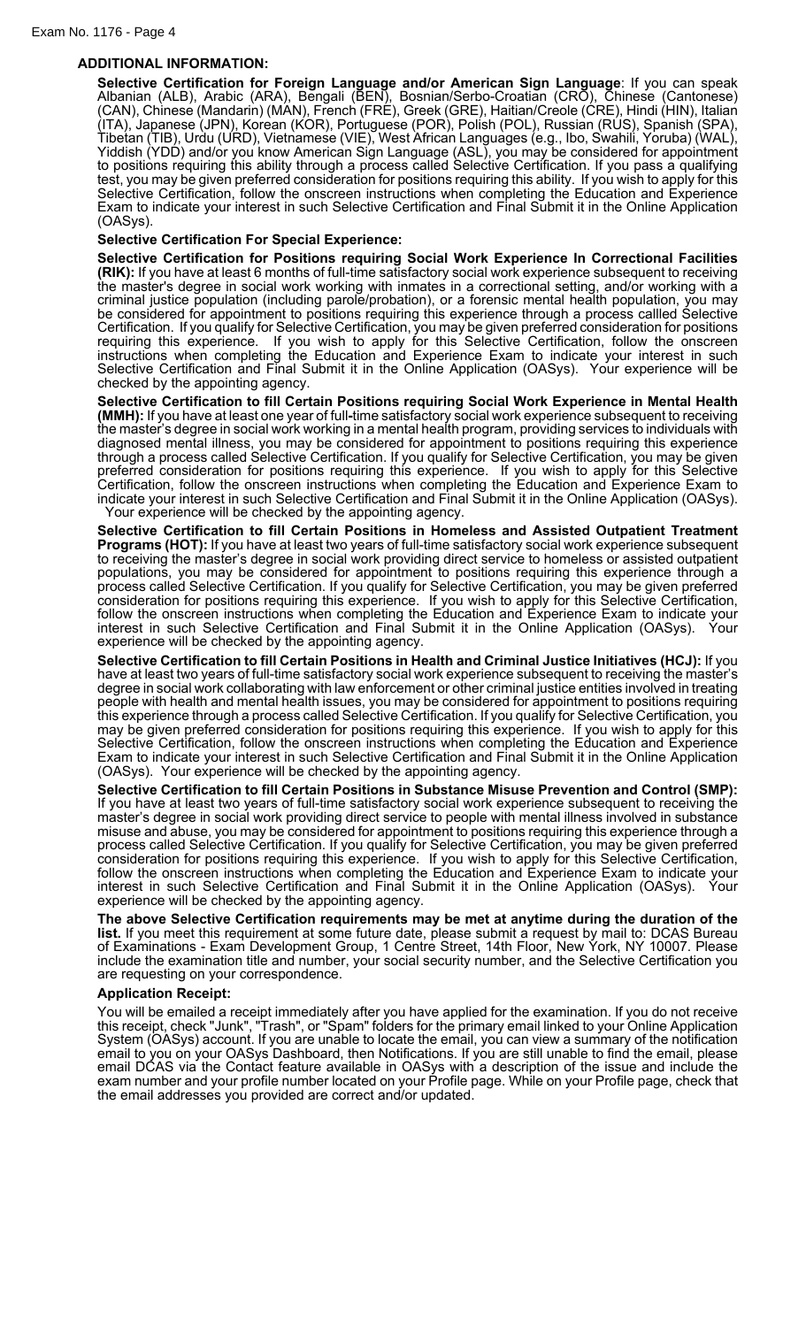## ADDITIONAL INFORMATION:

**Selective Certification for Foreign Language and/or American Sign Language**: If you can speak Albanian (ALB), Arabic (ARA), Bengali (BEN), Bosnian/Serbo-Croatian (CRO), Chinese (Cantonese) (CAN), Chinese (Mandarin) (MAN), French (FRE), Greek (GRE), Haitian/Creole (CRE), Hindi (HIN), Italian (ITA), Japanese (JPN), Korean (KOR), Portuguese (POR), Polish (POL), Russian (RUS), Spanish (SPA), Tibetan (TIB), Urdu (URD), Vietnamese (VIE), West African Languages (e.g., Ibo, Swahili, Yoruba) (WAL), Yiddish (YDD) and/or you know American Sign Language (ASL), you may be considered for appointment to positions requiring this ability through a process called Selective Certification. If you pass a qualifying test, you may be given preferred consideration for positions requiring this ability. If you wish to apply for this Selective Certification, follow the onscreen instructions when completing the Education and Experience Exam to indicate your interest in such Selective Certification and Final Submit it in the Online Application (OASys).

### Selective Certification For Special Experience:

**Selective Certification for Positions requiring Social Work Experience In Correctional Facilities (RIK):** If you have at least 6 months of full-time satisfactory social work experience subsequent to receiving the master's degree in social work working with inmates in a correctional setting, and/or working with a criminal justice population (including parole/probation), or a forensic mental health population, you may be considered for appointment to positions requiring this experience through a process callled Selective Certification. If you qualify for Selective Certification, you may be given preferred consideration for positions requiring this experience. If you wish to apply for this Selective Certification, follow the onscreen instructions when completing the Education and Experience Exam to indicate your interest in such Selective Certification and Final Submit it in the Online Application (OASys). Your experience will be checked by the appointing agency.

**Selective Certification to fill Certain Positions requiring Social Work Experience in Mental Health (MMH):** If you have at least one year of full-time satisfactory social work experience subsequent to receiving the master's degree in social work working in a mental health program, providing services to individuals with diagnosed mental illness, you may be considered for appointment to positions requiring this experience through a process called Selective Certification. If you qualify for Selective Certification, you may be given preferred consideration for positions requiring this experience. If you wish to apply for this Selective Certification, follow the onscreen instructions when completing the Education and Experience Exam to indicate your interest in such Selective Certification and Final Submit it in the Online Application (OASys). Your experience will be checked by the appointing agency.

**Selective Certification to fill Certain Positions in Homeless and Assisted Outpatient Treatment Programs (HOT):** If you have at least two years of full-time satisfactory social work experience subsequent to receiving the master's degree in social work providing direct service to homeless or assisted outpatient populations, you may be considered for appointment to positions requiring this experience through a process called Selective Certification. If you qualify for Selective Certification, you may be given preferred consideration for positions requiring this experience. If you wish to apply for this Selective Certification, follow the onscreen instructions when completing the Education and Experience Exam to indicate your interest in such Selective Certification and Final Submit it in the Online Application (OASys). Your experience will be checked by the appointing agency.

**Selective Certification to fill Certain Positions in Health and Criminal Justice Initiatives (HCJ):** If you have at least two years of full-time satisfactory social work experience subsequent to receiving the master's degree in social work collaborating with law enforcement or other criminal justice entities involved in treating people with health and mental health issues, you may be considered for appointment to positions requiring this experience through a process called Selective Certification. If you qualify for Selective Certification, you may be given preferred consideration for positions requiring this experience. If you wish to apply for this Selective Certification, follow the onscreen instructions when completing the Education and Experience Exam to indicate your interest in such Selective Certification and Final Submit it in the Online Application (OASys). Your experience will be checked by the appointing agency.

**Selective Certification to fill Certain Positions in Substance Misuse Prevention and Control (SMP):** If you have at least two years of full-time satisfactory social work experience subsequent to receiving the master's degree in social work providing direct service to people with mental illness involved in substance misuse and abuse, you may be considered for appointment to positions requiring this experience through a process called Selective Certification. If you qualify for Selective Certification, you may be given preferred consideration for positions requiring this experience. If you wish to apply for this Selective Certification, follow the onscreen instructions when completing the Education and Experience Exam to indicate your interest in such Selective Certification and Final Submit it in the Online Application (OASys). Your experience will be checked by the appointing agency.

**The above Selective Certification requirements may be met at anytime during the duration of the list.** If you meet this requirement at some future date, please submit a request by mail to: DCAS Bureau of Examinations - Exam Development Group, 1 Centre Street, 14th Floor, New York, NY 10007. Please include the examination title and number, your social security number, and the Selective Certification you are requesting on your correspondence.

### Application Receipt:

You will be emailed a receipt immediately after you have applied for the examination. If you do not receive this receipt, check "Junk", "Trash", or "Spam" folders for the primary email linked to your Online Application System (OASys) account. If you are unable to locate the email, you can view a summary of the notification email to you on your OASys Dashboard, then Notifications. If you are still unable to find the email, please email DCAS via the Contact feature available in OASys with a description of the issue and include the exam number and your profile number located on your Profile page. While on your Profile page, check that the email addresses you provided are correct and/or updated.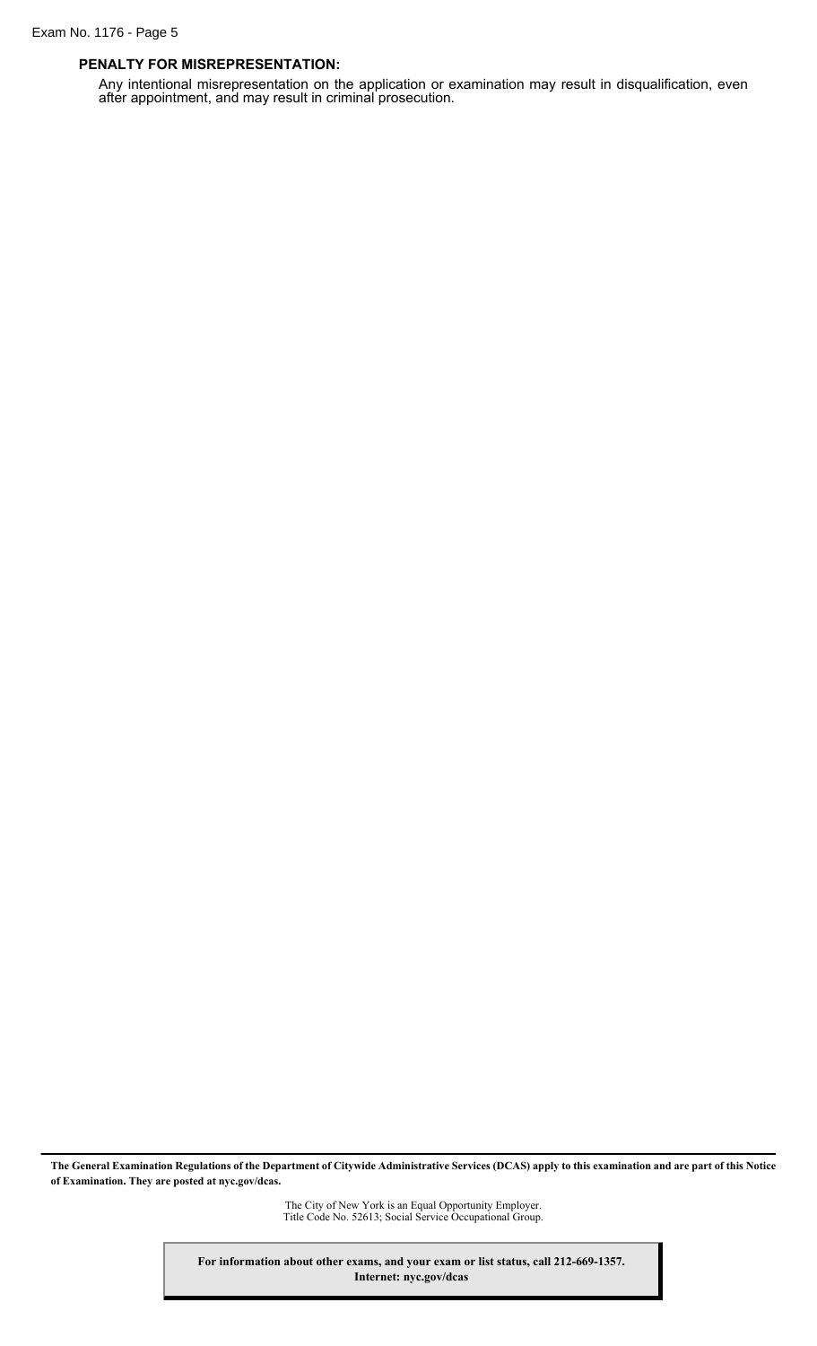**PENALTY FOR MISREPRESENTATION:**

Any intentional misrepresentation on the application or examination may result in disqualification, even after appointment, and may result in criminal prosecution.

---

**The General Examination Regulations of the Department of Citywide Administrative Services (DCAS) apply to this examination and are part of this Notice of Examination. They are posted at nyc.gov/dcas.**

The City of New York is an Equal Opportunity Employer.
Title Code No. 52613; Social Service Occupational Group.

**For information about other exams, and your exam or list status, call 212-669-1357.**
**Internet: nyc.gov/dcas**